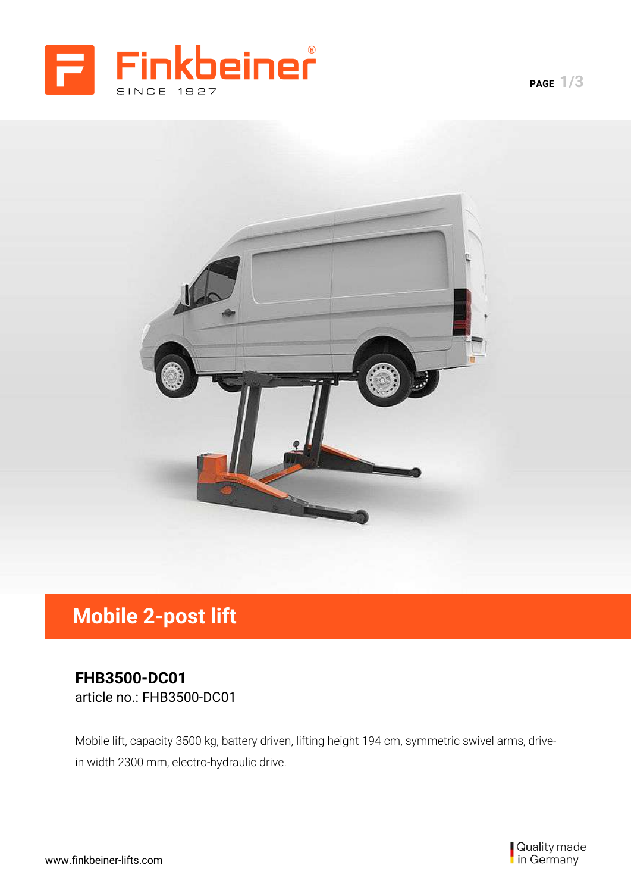Finkbeiner®
SINCE 1927

# Mobile 2-post lift

## FHB3500-DC01

article no.: FHB3500-DC01

Mobile lift, capacity 3500 kg, battery driven, lifting height 194 cm, symmetric swivel arms, drive-in width 2300 mm, electro-hydraulic drive.

www.finkbeiner-lifts.com

Quality made in Germany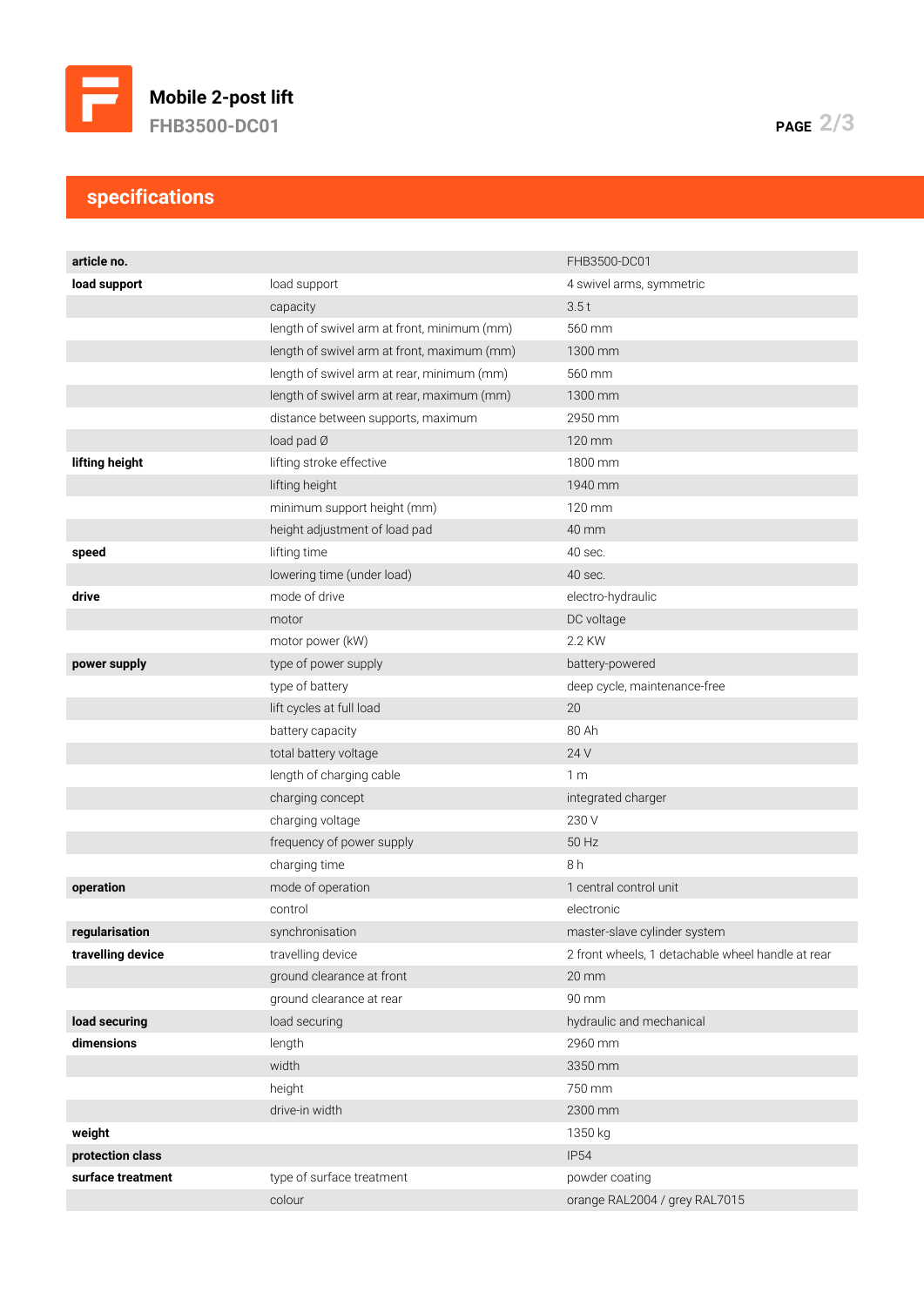# Mobile 2-post lift

**FHB3500-DC01**

## specifications

| | | |
|---|---|---|
| **article no.** | | FHB3500-DC01 |
| **load support** | load support | 4 swivel arms, symmetric |
| | capacity | 3.5 t |
| | length of swivel arm at front, minimum (mm) | 560 mm |
| | length of swivel arm at front, maximum (mm) | 1300 mm |
| | length of swivel arm at rear, minimum (mm) | 560 mm |
| | length of swivel arm at rear, maximum (mm) | 1300 mm |
| | distance between supports, maximum | 2950 mm |
| | load pad Ø | 120 mm |
| **lifting height** | lifting stroke effective | 1800 mm |
| | lifting height | 1940 mm |
| | minimum support height (mm) | 120 mm |
| | height adjustment of load pad | 40 mm |
| **speed** | lifting time | 40 sec. |
| | lowering time (under load) | 40 sec. |
| **drive** | mode of drive | electro-hydraulic |
| | motor | DC voltage |
| | motor power (kW) | 2.2 KW |
| **power supply** | type of power supply | battery-powered |
| | type of battery | deep cycle, maintenance-free |
| | lift cycles at full load | 20 |
| | battery capacity | 80 Ah |
| | total battery voltage | 24 V |
| | length of charging cable | 1 m |
| | charging concept | integrated charger |
| | charging voltage | 230 V |
| | frequency of power supply | 50 Hz |
| | charging time | 8 h |
| **operation** | mode of operation | 1 central control unit |
| | control | electronic |
| **regularisation** | synchronisation | master-slave cylinder system |
| **travelling device** | travelling device | 2 front wheels, 1 detachable wheel handle at rear |
| | ground clearance at front | 20 mm |
| | ground clearance at rear | 90 mm |
| **load securing** | load securing | hydraulic and mechanical |
| **dimensions** | length | 2960 mm |
| | width | 3350 mm |
| | height | 750 mm |
| | drive-in width | 2300 mm |
| **weight** | | 1350 kg |
| **protection class** | | IP54 |
| **surface treatment** | type of surface treatment | powder coating |
| | colour | orange RAL2004 / grey RAL7015 |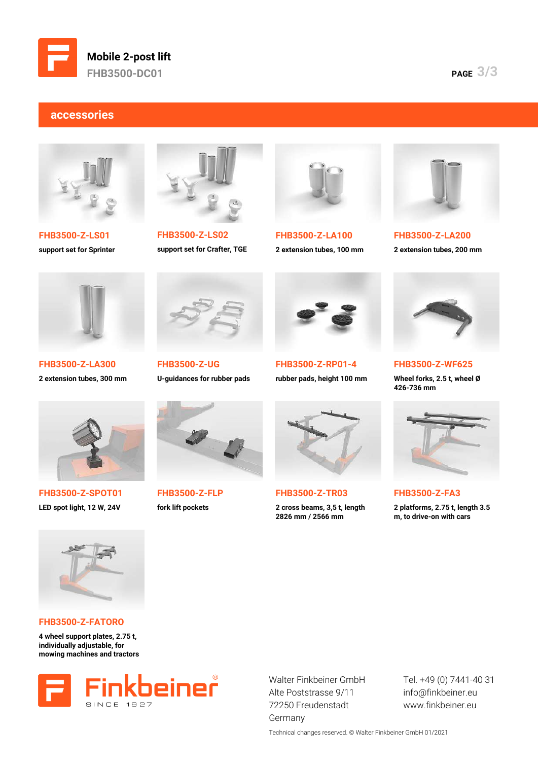# Mobile 2-post lift

**FHB3500-DC01**

## accessories

**FHB3500-Z-LS01**
support set for Sprinter

**FHB3500-Z-LS02**
support set for Crafter, TGE

**FHB3500-Z-LA100**
2 extension tubes, 100 mm

**FHB3500-Z-LA200**
2 extension tubes, 200 mm

**FHB3500-Z-LA300**
2 extension tubes, 300 mm

**FHB3500-Z-UG**
U-guidances for rubber pads

**FHB3500-Z-RP01-4**
rubber pads, height 100 mm

**FHB3500-Z-WF625**
Wheel forks, 2.5 t, wheel Ø 426-736 mm

**FHB3500-Z-SPOT01**
LED spot light, 12 W, 24V

**FHB3500-Z-FLP**
fork lift pockets

**FHB3500-Z-TR03**
2 cross beams, 3,5 t, length 2826 mm / 2566 mm

**FHB3500-Z-FA3**
2 platforms, 2.75 t, length 3.5 m, to drive-on with cars

**FHB3500-Z-FATORO**
4 wheel support plates, 2.75 t, individually adjustable, for mowing machines and tractors

Finkbeiner® SINCE 1927

Walter Finkbeiner GmbH
Alte Poststrasse 9/11
72250 Freudenstadt
Germany

Tel. +49 (0) 7441-40 31
info@finkbeiner.eu
www.finkbeiner.eu

Technical changes reserved. © Walter Finkbeiner GmbH 01/2021